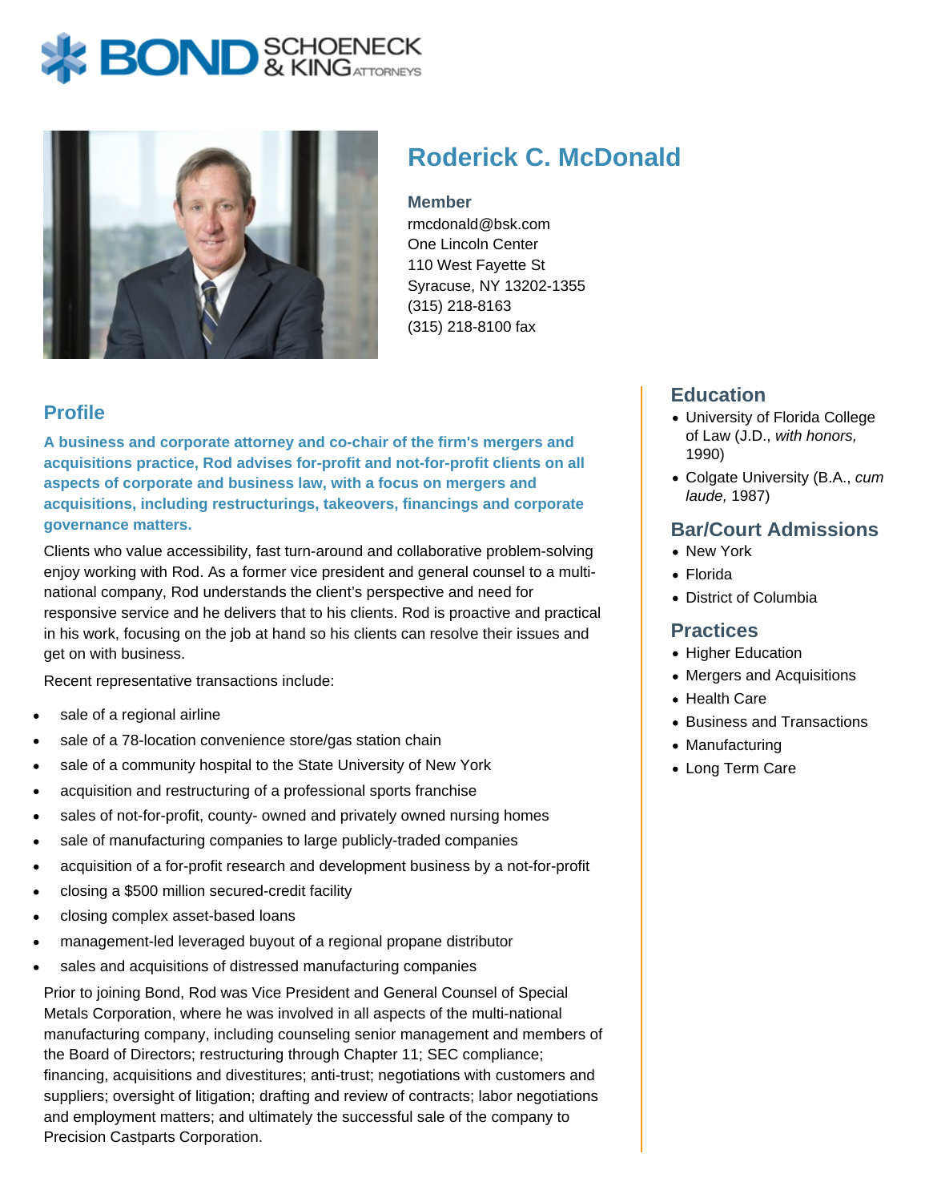# Roderick C. McDonald

**Member**

rmcdonald@bsk.com
One Lincoln Center
110 West Fayette St
Syracuse, NY 13202-1355
(315) 218-8163
(315) 218-8100 fax

## Profile

**A business and corporate attorney and co-chair of the firm's mergers and acquisitions practice, Rod advises for-profit and not-for-profit clients on all aspects of corporate and business law, with a focus on mergers and acquisitions, including restructurings, takeovers, financings and corporate governance matters.**

Clients who value accessibility, fast turn-around and collaborative problem-solving enjoy working with Rod. As a former vice president and general counsel to a multi-national company, Rod understands the client's perspective and need for responsive service and he delivers that to his clients. Rod is proactive and practical in his work, focusing on the job at hand so his clients can resolve their issues and get on with business.

Recent representative transactions include:

- sale of a regional airline
- sale of a 78-location convenience store/gas station chain
- sale of a community hospital to the State University of New York
- acquisition and restructuring of a professional sports franchise
- sales of not-for-profit, county- owned and privately owned nursing homes
- sale of manufacturing companies to large publicly-traded companies
- acquisition of a for-profit research and development business by a not-for-profit
- closing a $500 million secured-credit facility
- closing complex asset-based loans
- management-led leveraged buyout of a regional propane distributor
- sales and acquisitions of distressed manufacturing companies

Prior to joining Bond, Rod was Vice President and General Counsel of Special Metals Corporation, where he was involved in all aspects of the multi-national manufacturing company, including counseling senior management and members of the Board of Directors; restructuring through Chapter 11; SEC compliance; financing, acquisitions and divestitures; anti-trust; negotiations with customers and suppliers; oversight of litigation; drafting and review of contracts; labor negotiations and employment matters; and ultimately the successful sale of the company to Precision Castparts Corporation.

## Education

- University of Florida College of Law (J.D., *with honors,* 1990)
- Colgate University (B.A., *cum laude,* 1987)

## Bar/Court Admissions

- New York
- Florida
- District of Columbia

## Practices

- Higher Education
- Mergers and Acquisitions
- Health Care
- Business and Transactions
- Manufacturing
- Long Term Care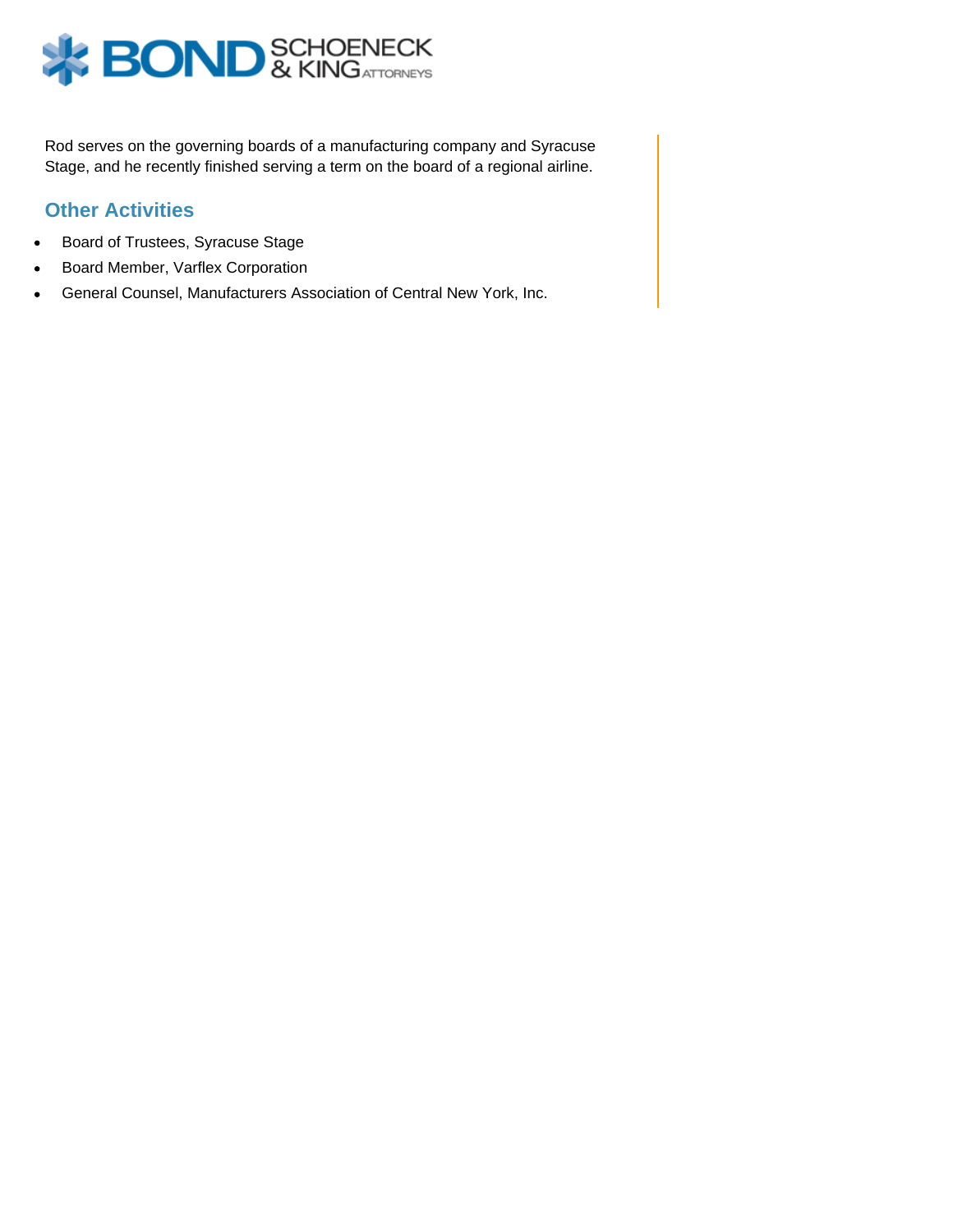Rod serves on the governing boards of a manufacturing company and Syracuse Stage, and he recently finished serving a term on the board of a regional airline.

## Other Activities

- Board of Trustees, Syracuse Stage
- Board Member, Varflex Corporation
- General Counsel, Manufacturers Association of Central New York, Inc.